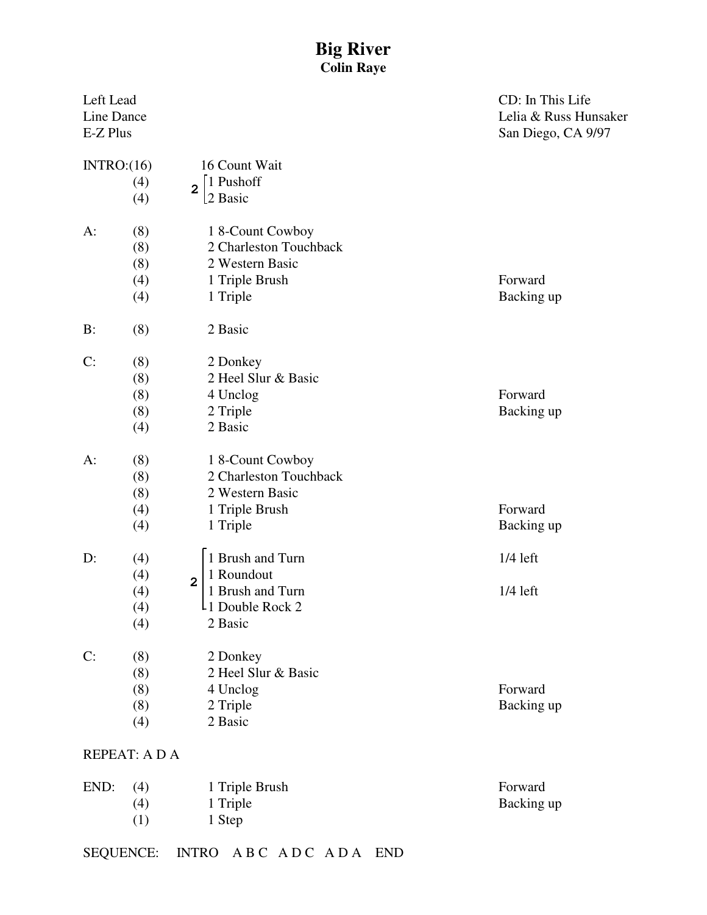# Big River
## Colin Raye

| | |
|---|---|
| Left Lead | CD: In This Life |
| Line Dance | Lelia & Russ Hunsaker |
| E-Z Plus | San Diego, CA 9/97 |

| | | | |
|---|---|---|---|
| INTRO:(16) | | 16 Count Wait | |
| | (4) | 2 [ 1 Pushoff | |
| | (4) | 2 Basic ] | |
| A: | (8) | 1 8-Count Cowboy | |
| | (8) | 2 Charleston Touchback | |
| | (8) | 2 Western Basic | |
| | (4) | 1 Triple Brush | Forward |
| | (4) | 1 Triple | Backing up |
| B: | (8) | 2 Basic | |
| C: | (8) | 2 Donkey | |
| | (8) | 2 Heel Slur & Basic | |
| | (8) | 4 Unclog | Forward |
| | (8) | 2 Triple | Backing up |
| | (4) | 2 Basic | |
| A: | (8) | 1 8-Count Cowboy | |
| | (8) | 2 Charleston Touchback | |
| | (8) | 2 Western Basic | |
| | (4) | 1 Triple Brush | Forward |
| | (4) | 1 Triple | Backing up |
| D: | (4) | 2 [ 1 Brush and Turn | 1/4 left |
| | (4) | 1 Roundout | |
| | (4) | 1 Brush and Turn | 1/4 left |
| | (4) | 1 Double Rock 2 ] | |
| | (4) | 2 Basic | |
| C: | (8) | 2 Donkey | |
| | (8) | 2 Heel Slur & Basic | |
| | (8) | 4 Unclog | Forward |
| | (8) | 2 Triple | Backing up |
| | (4) | 2 Basic | |

REPEAT: A D A

| | | | |
|---|---|---|---|
| END: | (4) | 1 Triple Brush | Forward |
| | (4) | 1 Triple | Backing up |
| | (1) | 1 Step | |

SEQUENCE: INTRO A B C A D C A D A END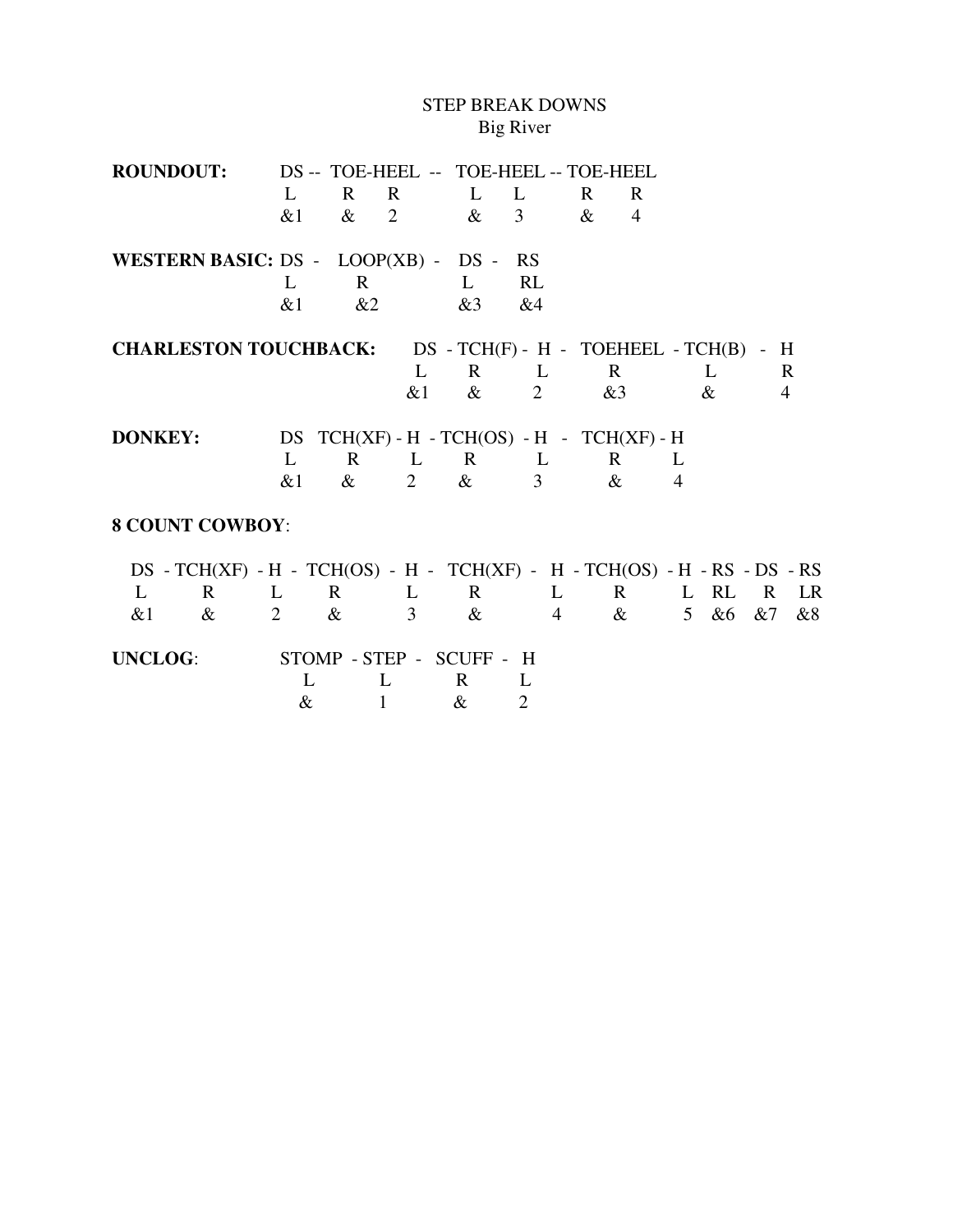# STEP BREAK DOWNS

Big River

**ROUNDOUT:**

| DS | TOE-HEEL | | TOE-HEEL | | TOE-HEEL | |
|---|---|---|---|---|---|---|
| L | R | R | L | L | R | R |
| &1 | & | 2 | & | 3 | & | 4 |

**WESTERN BASIC:**

| DS | LOOP(XB) | DS | RS |
|---|---|---|---|
| L | R | L | RL |
| &1 | &2 | &3 | &4 |

**CHARLESTON TOUCHBACK:**

| DS | TCH(F) | H | TOEHEEL | TCH(B) | H |
|---|---|---|---|---|---|
| L | R | L | R | L | R |
| &1 | & | 2 | &3 | & | 4 |

**DONKEY:**

| DS | TCH(XF) | H | TCH(OS) | H | TCH(XF) | H |
|---|---|---|---|---|---|---|
| L | R | L | R | L | R | L |
| &1 | & | 2 | & | 3 | & | 4 |

**8 COUNT COWBOY**:

| DS | TCH(XF) | H | TCH(OS) | H | TCH(XF) | H | TCH(OS) | H | RS | DS | RS |
|---|---|---|---|---|---|---|---|---|---|---|---|
| L | R | L | R | L | R | L | R | L | RL | R | LR |
| &1 | & | 2 | & | 3 | & | 4 | & | 5 | &6 | &7 | &8 |

**UNCLOG**:

| STOMP | STEP | SCUFF | H |
|---|---|---|---|
| L | L | R | L |
| & | 1 | & | 2 |